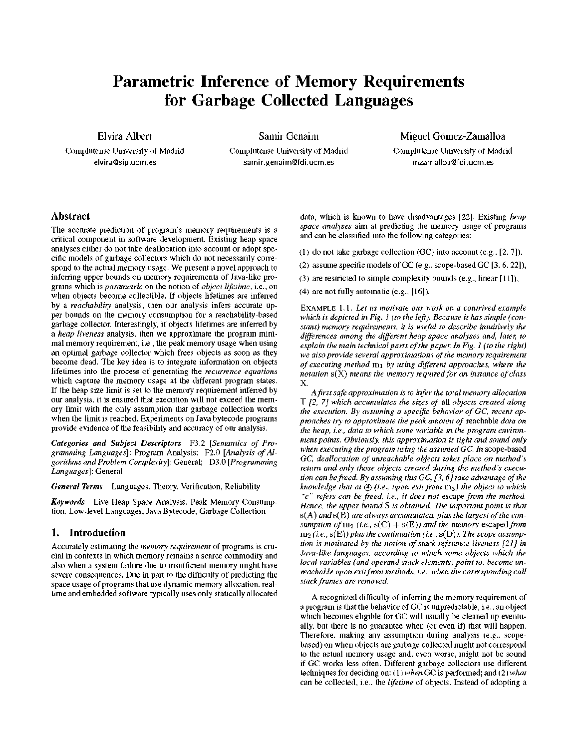# Parametric Inference of Memory Requirements for Garbage Collected Languages

Elvira Albert
Complutense University of Madrid
elvira@sip.ucm.es

Samir Genaim
Complutense University of Madrid
samir.genaim@fdi.ucm.es

Miguel Gómez-Zamalloa
Complutense University of Madrid
mzamalloa@fdi.ucm.es

## Abstract

The accurate prediction of program's memory requirements is a critical component in software development. Existing heap space analyses either do not take deallocation into account or adopt specific models of garbage collectors which do not necessarily correspond to the actual memory usage. We present a novel approach to inferring upper bounds on memory requirements of Java-like programs which is *parametric* on the notion of *object lifetime*, i.e., on when objects become collectible. If objects lifetimes are inferred by a *reachability* analysis, then our analysis infers accurate upper bounds on the memory consumption for a reachability-based garbage collector. Interestingly, if objects lifetimes are inferred by a *heap liveness* analysis, then we approximate the program minimal memory requirement, i.e., the peak memory usage when using an optimal garbage collector which frees objects as soon as they become dead. The key idea is to integrate information on objects lifetimes into the process of generating the *recurrence equations* which capture the memory usage at the different program states. If the heap size limit is set to the memory requirement inferred by our analysis, it is ensured that execution will not exceed the memory limit with the only assumption that garbage collection works when the limit is reached. Experiments on Java bytecode programs provide evidence of the feasibility and accuracy of our analysis.

***Categories and Subject Descriptors*** F3.2 [*Semantics of Programming Languages*]: Program Analysis; F2.0 [*Analysis of Algorithms and Problem Complexity*]: General; D3.0 [*Programming Languages*]: General

***General Terms*** Languages, Theory, Verification, Reliability

***Keywords*** Live Heap Space Analysis, Peak Memory Consumption, Low-level Languages, Java Bytecode, Garbage Collection

## 1. Introduction

Accurately estimating the *memory requirement* of programs is crucial in contexts in which memory remains a scarce commodity and also when a system failure due to insufficient memory might have severe consequences. Due in part to the difficulty of predicting the space usage of programs that use dynamic memory allocation, real-time and embedded software typically uses only statically allocated data, which is known to have disadvantages [22]. Existing *heap space analyses* aim at predicting the memory usage of programs and can be classified into the following categories:

(1) do not take garbage collection (GC) into account (e.g., [2, 7]),

(2) assume specific models of GC (e.g., scope-based GC [3, 6, 22]),

(3) are restricted to simple complexity bounds (e.g., linear [11]),

(4) are not fully automatic (e.g., [16]).

EXAMPLE 1.1. *Let us motivate our work on a contrived example which is depicted in Fig. 1 (to the left). Because it has simple (constant) memory requirements, it is useful to describe intuitively the differences among the different heap space analyses and, later, to explain the main technical parts of the paper. In Fig. 1 (to the right) we also provide several approximations of the memory requirement of executing method* $m_1$ *by using different approaches, where the notation* $s(X)$ *means the memory required for an instance of class* X.

*A first safe approximation is to infer the total memory allocation* T *[2, 7] which accumulates the sizes of* all *objects created along the execution. By assuming a specific behavior of GC, recent approaches try to approximate the peak amount of* reachable *data on the heap, i.e., data to which some variable in the program environment points. Obviously, this approximation is tight and sound only when executing the program using the assumed GC. In scope-based GC, deallocation of unreachable objects takes place on method's return and only those objects created during the method's execution can be freed. By assuming this GC, [3, 6] take advantage of the knowledge that at ④ (i.e., upon exit from* $m_2$*) the object to which "c" refers can be freed, i.e., it does not escape from the method. Hence, the upper bound* S *is obtained. The important point is that* $s(A)$ *and* $s(B)$ *are always accumulated, plus the largest of the consumption of* $m_2$ *(i.e.,* $s(C) + s(E)$*) and the memory escaped from* $m_2$ *(i.e.,* $s(E)$*) plus the continuation (i.e.,* $s(D)$*). The scope assumption is motivated by the notion of stack reference liveness [21] in Java-like languages, according to which some objects which the local variables (and operand stack elements) point to, become unreachable upon exit from methods, i.e., when the corresponding call stack frames are removed.*

A recognized difficulty of inferring the memory requirement of a program is that the behavior of GC is unpredictable, i.e., an object which becomes eligible for GC will usually be cleaned up eventually, but there is no guarantee when (or even if) that will happen. Therefore, making any assumption during analysis (e.g., scope-based) on when objects are garbage collected might not correspond to the actual memory usage and, even worse, might not be sound if GC works less often. Different garbage collectors use different techniques for deciding on: (1) *when* GC is performed; and (2) *what* can be collected, i.e., the *lifetime* of objects. Instead of adopting a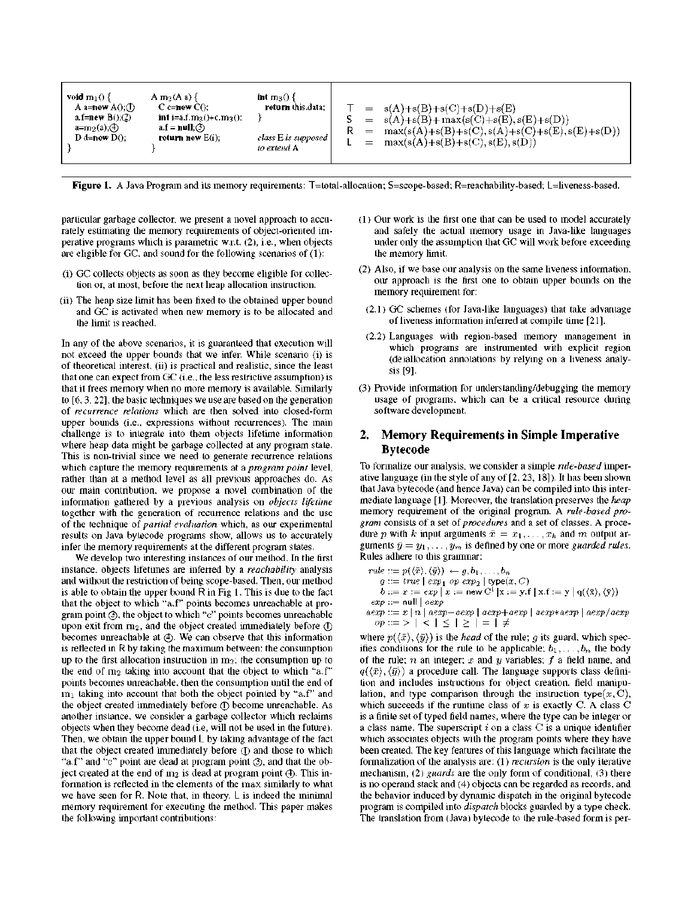```
void m1() {                 A m2(A a) {                     int m3() {
  A a=new A();①               C c=new C();                    return this.data;
  a.f=new B();②               int i=a.f.m3()+c.m3();        }
  a=m2(a);④                   a.f = null;③
  D d=new D();                return new E(i);              class E is supposed
}                           }                               to extend A
```

$$
\begin{array}{lcl}
\mathsf{T} & = & \mathsf{s(A)+s(B)+s(C)+s(D)+s(E)} \\
\mathsf{S} & = & \mathsf{s(A)+s(B)+\max(s(C)+s(E), s(E)+s(D))} \\
\mathsf{R} & = & \mathsf{\max(s(A)+s(B)+s(C), s(A)+s(C)+s(E), s(E)+s(D))} \\
\mathsf{L} & = & \mathsf{\max(s(A)+s(B)+s(C), s(E), s(D))}
\end{array}
$$

**Figure 1.** A Java Program and its memory requirements: T=total-allocation; S=scope-based; R=reachability-based; L=liveness-based.

particular garbage collector, we present a novel approach to accurately estimating the memory requirements of object-oriented imperative programs which is parametric w.r.t. (2), i.e., when objects are eligible for GC, and sound for the following scenarios of (1):

(i) GC collects objects as soon as they become eligible for collection or, at most, before the next heap allocation instruction.

(ii) The heap size limit has been fixed to the obtained upper bound and GC is activated when new memory is to be allocated and the limit is reached.

In any of the above scenarios, it is guaranteed that execution will not exceed the upper bounds that we infer. While scenario (i) is of theoretical interest, (ii) is practical and realistic, since the least that one can expect from GC (i.e., the less restrictive assumption) is that it frees memory when no more memory is available. Similarly to [6, 3, 22], the basic techniques we use are based on the generation of *recurrence relations* which are then solved into closed-form upper bounds (i.e., expressions without recurrences). The main challenge is to integrate into them objects lifetime information where heap data might be garbage collected at any program state. This is non-trivial since we need to generate recurrence relations which capture the memory requirements at a *program point* level, rather than at a method level as all previous approaches do. As our main contribution, we propose a novel combination of the information gathered by a previous analysis on *objects lifetime* together with the generation of recurrence relations and the use of the technique of *partial evaluation* which, as our experimental results on Java bytecode programs show, allows us to accurately infer the memory requirements at the different program states.

We develop two interesting instances of our method. In the first instance, objects lifetimes are inferred by a *reachability* analysis and without the restriction of being scope-based. Then, our method is able to obtain the upper bound R in Fig 1. This is due to the fact that the object to which "a.f" points becomes unreachable at program point ③, the object to which "c" points becomes unreachable upon exit from $m_2$, and the object created immediately before ① becomes unreachable at ④. We can observe that this information is reflected in R by taking the maximum between: the consumption up to the first allocation instruction in $m_2$; the consumption up to the end of $m_2$ taking into account that the object to which "a.f" points becomes unreachable, then the consumption until the end of $m_1$ taking into account that both the object pointed by "a.f" and the object created immediately before ① become unreachable. As another instance, we consider a garbage collector which reclaims objects when they become dead (i.e, will not be used in the future). Then, we obtain the upper bound L by taking advantage of the fact that the object created immediately before ① and those to which "a.f" and "c" point are dead at program point ③, and that the object created at the end of $m_2$ is dead at program point ④. This information is reflected in the elements of the max similarly to what we have seen for R. Note that, in theory, L is indeed the minimal memory requirement for executing the method. This paper makes the following important contributions:

(1) Our work is the first one that can be used to model accurately and safely the actual memory usage in Java-like languages under only the assumption that GC will work before exceeding the memory limit.

(2) Also, if we base our analysis on the same liveness information, our approach is the first one to obtain upper bounds on the memory requirement for:

  (2.1) GC schemes (for Java-like languages) that take advantage of liveness information inferred at compile time [21].

  (2.2) Languages with region-based memory management in which programs are instrumented with explicit region (de)allocation annotations by relying on a liveness analysis [9].

(3) Provide information for understanding/debugging the memory usage of programs, which can be a critical resource during software development.

## 2. Memory Requirements in Simple Imperative Bytecode

To formalize our analysis, we consider a simple *rule-based* imperative language (in the style of any of [2, 23, 18]). It has been shown that Java bytecode (and hence Java) can be compiled into this intermediate language [1]. Moreover, the translation preserves the *heap* memory requirement of the original program. A *rule-based program* consists of a set of *procedures* and a set of classes. A procedure $p$ with $k$ input arguments $\bar{x} = x_1, \ldots, x_k$ and $m$ output arguments $\bar{y} = y_1, \ldots, y_m$ is defined by one or more *guarded rules*. Rules adhere to this grammar:

$$
\begin{array}{rcl}
rule & ::= & p(\langle\bar{x}\rangle, \langle\bar{y}\rangle) \leftarrow g, b_1, \ldots, b_n \\
g & ::= & true \mid exp_1 \; op \; exp_2 \mid \mathsf{type}(x, C) \\
b & ::= & x := exp \mid x := \mathsf{new}\; C^i \mid x := y.f \mid x.f := y \mid q(\langle\bar{x}\rangle, \langle\bar{y}\rangle) \\
exp & ::= & \mathsf{null} \mid aexp \\
aexp & ::= & x \mid n \mid aexp{-}aexp \mid aexp{+}aexp \mid aexp{*}aexp \mid aexp/aexp \\
op & ::= & > \mid < \mid \leq \mid \geq \mid = \mid \neq
\end{array}
$$

where $p(\langle\bar{x}\rangle, \langle\bar{y}\rangle)$ is the *head* of the rule; $g$ its guard, which specifies conditions for the rule to be applicable; $b_1, \ldots, b_n$ the body of the rule; $n$ an integer; $x$ and $y$ variables; $f$ a field name, and $q(\langle\bar{x}\rangle, \langle\bar{y}\rangle)$ a procedure call. The language supports class definition and includes instructions for object creation, field manipulation, and type comparison through the instruction $\mathsf{type}(x, C)$, which succeeds if the runtime class of $x$ is exactly C. A class C is a finite set of typed field names, where the type can be integer or a class name. The superscript $i$ on a class C is a unique identifier which associates objects with the program points where they have been created. The key features of this language which facilitate the formalization of the analysis are: (1) *recursion* is the only iterative mechanism, (2) *guards* are the only form of conditional, (3) there is no operand stack and (4) objects can be regarded as records, and the behavior induced by dynamic dispatch in the original bytecode program is compiled into *dispatch* blocks guarded by a type check. The translation from (Java) bytecode to the rule-based form is per-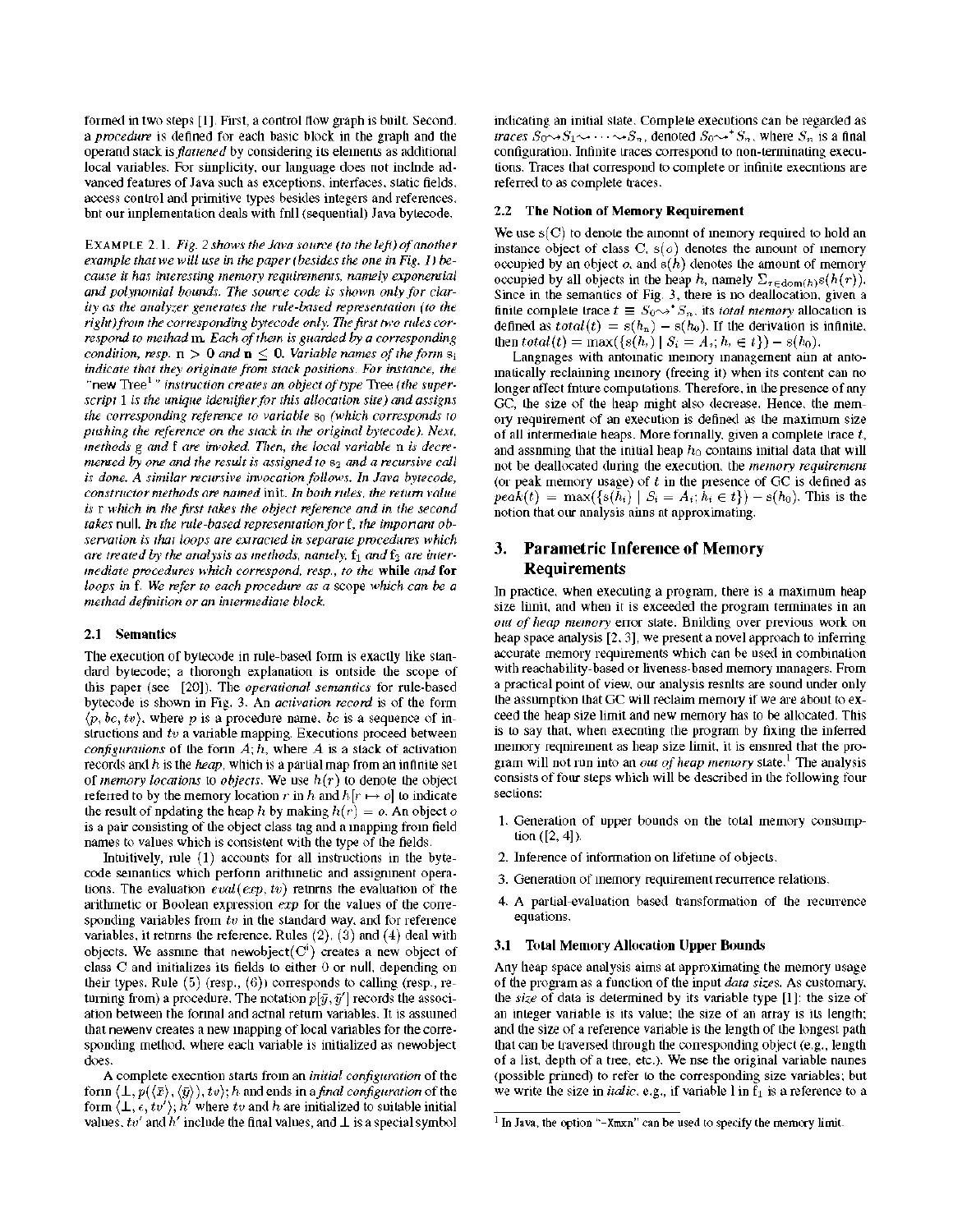formed in two steps [1]. First, a control flow graph is built. Second, a *procedure* is defined for each basic block in the graph and the operand stack is *flattened* by considering its elements as additional local variables. For simplicity, our language does not include advanced features of Java such as exceptions, interfaces, static fields, access control and primitive types besides integers and references, but our implementation deals with full (sequential) Java bytecode.

EXAMPLE 2.1. *Fig. 2 shows the Java source (to the left) of another example that we will use in the paper (besides the one in Fig. 1) because it has interesting memory requirements, namely exponential and polynomial bounds. The source code is shown only for clarity as the analyzer generates the rule-based representation (to the right) from the corresponding bytecode only. The first two rules correspond to method* m*. Each of them is guarded by a corresponding condition, resp.* $n > 0$ *and* $n \leq 0$*. Variable names of the form* $s_i$ *indicate that they originate from stack positions. For instance, the "*new Tree[1]*" instruction creates an object of type* Tree *(the superscript 1 is the unique identifier for this allocation site) and assigns the corresponding reference to variable* $s_0$ *(which corresponds to pushing the reference on the stack in the original bytecode). Next, methods* g *and* f *are invoked. Then, the local variable* n *is decremented by one and the result is assigned to* $s_2$ *and a recursive call is done. A similar recursive invocation follows. In Java bytecode, constructor methods are named* init*. In both rules, the return value is* r *which in the first takes the object reference and in the second takes* null*. In the rule-based representation for* f*, the important observation is that loops are extracted in separate procedures which are treated by the analysis as methods, namely,* $f_1$ *and* $f_2$ *are intermediate procedures which correspond, resp., to the* **while** *and* **for** *loops in* f*. We refer to each procedure as a* scope *which can be a method definition or an intermediate block.*

### 2.1 Semantics

The execution of bytecode in rule-based form is exactly like standard bytecode; a thorough explanation is outside the scope of this paper (see [20]). The *operational semantics* for rule-based bytecode is shown in Fig. 3. An *activation record* is of the form $\langle p, bc, tv\rangle$, where $p$ is a procedure name, $bc$ is a sequence of instructions and $tv$ a variable mapping. Executions proceed between *configurations* of the form $A; h$, where $A$ is a stack of activation records and $h$ is the *heap*, which is a partial map from an infinite set of *memory locations* to *objects*. We use $h(r)$ to denote the object referred to by the memory location $r$ in $h$ and $h[r \mapsto o]$ to indicate the result of updating the heap $h$ by making $h(r) = o$. An object $o$ is a pair consisting of the object class tag and a mapping from field names to values which is consistent with the type of the fields.

Intuitively, rule (1) accounts for all instructions in the bytecode semantics which perform arithmetic and assignment operations. The evaluation $eval(exp, tv)$ returns the evaluation of the arithmetic or Boolean expression $exp$ for the values of the corresponding variables from $tv$ in the standard way, and for reference variables, it returns the reference. Rules (2), (3) and (4) deal with objects. We assume that newobject($C^i$) creates a new object of class C and initializes its fields to either 0 or null, depending on their types. Rule (5) (resp., (6)) corresponds to calling (resp., returning from) a procedure. The notation $p[\bar{y}, \bar{y}']$ records the association between the formal and actual return variables. It is assumed that newenv creates a new mapping of local variables for the corresponding method, where each variable is initialized as newobject does.

A complete execution starts from an *initial configuration* of the form $\langle\bot, p(\langle\bar{x}\rangle, \langle\bar{y}\rangle), tv\rangle; h$ and ends in a *final configuration* of the form $\langle\bot, \epsilon, tv'\rangle; h'$ where $tv$ and $h$ are initialized to suitable initial values, $tv'$ and $h'$ include the final values, and $\bot$ is a special symbol indicating an initial state. Complete executions can be regarded as *traces* $S_0 \rightsquigarrow S_1 \rightsquigarrow \cdots \rightsquigarrow S_n$, denoted $S_0 \rightsquigarrow^* S_n$, where $S_n$ is a final configuration. Infinite traces correspond to non-terminating executions. Traces that correspond to complete or infinite executions are referred to as complete traces.

### 2.2 The Notion of Memory Requirement

We use $s(C)$ to denote the amount of memory required to hold an instance object of class C, $s(o)$ denotes the amount of memory occupied by an object $o$, and $s(h)$ denotes the amount of memory occupied by all objects in the heap $h$, namely $\Sigma_{r \in \mathsf{dom}(h)} s(h(r))$. Since in the semantics of Fig. 3, there is no deallocation, given a finite complete trace $t \equiv S_0 \rightsquigarrow^* S_n$, its *total memory* allocation is defined as $total(t) = s(h_n) - s(h_0)$. If the derivation is infinite, then $total(t) = \max(\{s(h_i) \mid S_i = A_i; h_i \in t\}) - s(h_0)$.

Languages with automatic memory management aim at automatically reclaiming memory (freeing it) when its content can no longer affect future computations. Therefore, in the presence of any GC, the size of the heap might also decrease. Hence, the memory requirement of an execution is defined as the maximum size of all intermediate heaps. More formally, given a complete trace $t$, and assuming that the initial heap $h_0$ contains initial data that will not be deallocated during the execution, the *memory requirement* (or peak memory usage) of $t$ in the presence of GC is defined as $peak(t) = \max(\{s(h_i) \mid S_i = A_i; h_i \in t\}) - s(h_0)$. This is the notion that our analysis aims at approximating.

## 3. Parametric Inference of Memory Requirements

In practice, when executing a program, there is a maximum heap size limit, and when it is exceeded the program terminates in an *out of heap memory* error state. Building over previous work on heap space analysis [2, 3], we present a novel approach to inferring accurate memory requirements which can be used in combination with reachability-based or liveness-based memory managers. From a practical point of view, our analysis results are sound under only the assumption that GC will reclaim memory if we are about to exceed the heap size limit and new memory has to be allocated. This is to say that, when executing the program by fixing the inferred memory requirement as heap size limit, it is ensured that the program will not run into an *out of heap memory* state.[1] The analysis consists of four steps which will be described in the following four sections:

1. Generation of upper bounds on the total memory consumption ([2, 4]).
2. Inference of information on lifetime of objects.
3. Generation of memory requirement recurrence relations.
4. A partial-evaluation based transformation of the recurrence equations.

### 3.1 Total Memory Allocation Upper Bounds

Any heap space analysis aims at approximating the memory usage of the program as a function of the input *data sizes*. As customary, the *size* of data is determined by its variable type [1]: the size of an integer variable is its value; the size of an array is its length; and the size of a reference variable is the length of the longest path that can be traversed through the corresponding object (e.g., length of a list, depth of a tree, etc.). We use the original variable names (possible primed) to refer to the corresponding size variables; but we write the size in *italic*, e.g., if variable l in $f_1$ is a reference to a

[1] In Java, the option "-Xmxn" can be used to specify the memory limit.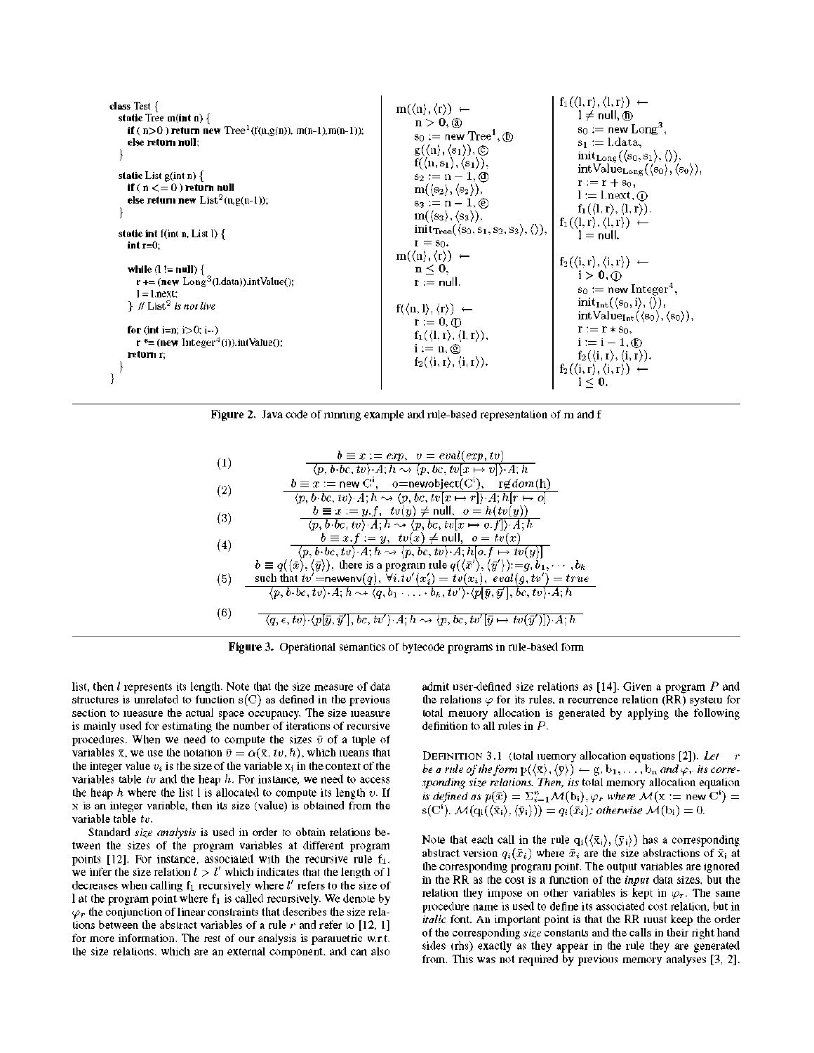```
class Test {
  static Tree m(int n) {
    if ( n>0 ) return new Tree¹(f(n,g(n)), m(n-1),m(n-1));
    else return null;
  }

  static List g(int n) {
    if ( n <= 0 ) return null
    else return new List²(n,g(n-1));
  }

  static int f(int n, List l) {
    int r=0;

    while (l != null) {
      r += (new Long³(l.data)).intValue();
      l = l.next;
    } // List² is not live

    for (int i=n; i>0; i--)
      r *= (new Integer⁴(i)).intValue();
    return r;
  }
}
```

```
m(⟨n⟩, ⟨r⟩) ←
    n > 0, ⓐ
    s0 := new Tree¹, ⓑ
    g(⟨n⟩, ⟨s1⟩), ⓒ
    f(⟨n, s1⟩, ⟨s1⟩),
    s2 := n − 1, ⓓ
    m(⟨s2⟩, ⟨s2⟩),
    s3 := n − 1, ⓔ
    m(⟨s3⟩, ⟨s3⟩),
    init_Tree(⟨s0, s1, s2, s3⟩, ⟨⟩),
    r = s0.
m(⟨n⟩, ⟨r⟩) ←
    n ≤ 0,
    r := null.

f(⟨n, l⟩, ⟨r⟩) ←
    r := 0, ⓕ
    f1(⟨l, r⟩, ⟨l, r⟩),
    i := n, ⓖ
    f2(⟨i, r⟩, ⟨i, r⟩).
```

```
f1(⟨l, r⟩, ⟨l, r⟩) ←
    l ≠ null, ⓗ
    s0 := new Long³,
    s1 := l.data,
    init_Long(⟨s0, s1⟩, ⟨⟩),
    intValue_Long(⟨s0⟩, ⟨s0⟩),
    r := r + s0,
    l := l.next, ⓘ
    f1(⟨l, r⟩, ⟨l, r⟩).
f1(⟨l, r⟩, ⟨l, r⟩) ←
    l = null.

f2(⟨i, r⟩, ⟨i, r⟩) ←
    i > 0, ⓙ
    s0 := new Integer⁴,
    init_Int(⟨s0, i⟩, ⟨⟩),
    intValue_Int(⟨s0⟩, ⟨s0⟩),
    r := r ∗ s0,
    i := i − 1, ⓚ
    f2(⟨i, r⟩, ⟨i, r⟩).
f2(⟨i, r⟩, ⟨i, r⟩) ←
    i ≤ 0.
```

**Figure 2.** Java code of running example and rule-based representation of m and f

$$(1)\quad \frac{b \equiv x := exp,\quad v = eval(exp, tv)}{\langle p, b{\cdot}bc, tv\rangle{\cdot}A; h \rightsquigarrow \langle p, bc, tv[x \mapsto v]\rangle{\cdot}A; h}$$

$$(2)\quad \frac{b \equiv x := \mathsf{new}\ C^i,\quad o{=}\mathsf{newobject}(C^i),\quad r \notin dom(h)}{\langle p, b{\cdot}bc, tv\rangle{\cdot}A; h \rightsquigarrow \langle p, bc, tv[x \mapsto r]\rangle{\cdot}A; h[r \mapsto o]}$$

$$(3)\quad \frac{b \equiv x := y.f,\quad tv(y) \neq \mathsf{null},\quad o = h(tv(y))}{\langle p, b{\cdot}bc, tv\rangle{\cdot}A; h \rightsquigarrow \langle p, bc, tv[x \mapsto o.f]\rangle{\cdot}A; h}$$

$$(4)\quad \frac{b \equiv x.f := y,\quad tv(x) \neq \mathsf{null},\quad o = tv(x)}{\langle p, b{\cdot}bc, tv\rangle{\cdot}A; h \rightsquigarrow \langle p, bc, tv\rangle{\cdot}A; h[o.f \mapsto tv(y)]}$$

$$(5)\quad \frac{\begin{array}{c} b \equiv q(\langle \bar{x}\rangle, \langle \bar{y}\rangle),\ \text{there is a program rule}\ q(\langle \bar{x}'\rangle, \langle \bar{y}'\rangle){:=}g, b_1, \cdots, b_k \\ \text{such that}\ tv'{=}\mathsf{newenv}(q),\ \forall i.tv'(x_i') = tv(x_i),\ eval(g, tv') = true \end{array}}{\langle p, b{\cdot}bc, tv\rangle{\cdot}A; h \rightsquigarrow \langle q, b_1 \cdot \ldots \cdot b_k, tv'\rangle{\cdot}\langle p[\bar{y}, \bar{y}'], bc, tv\rangle{\cdot}A; h}$$

$$(6)\quad \frac{}{\langle q, \epsilon, tv\rangle{\cdot}\langle p[\bar{y}, \bar{y}'], bc, tv'\rangle{\cdot}A; h \rightsquigarrow \langle p, bc, tv'[\bar{y} \mapsto tv(\bar{y}')]\rangle{\cdot}A; h}$$

**Figure 3.** Operational semantics of bytecode programs in rule-based form

list, then $l$ represents its length. Note that the size measure of data structures is unrelated to function $s(C)$ as defined in the previous section to measure the actual space occupancy. The size measure is mainly used for estimating the number of iterations of recursive procedures. When we need to compute the sizes $\bar{v}$ of a tuple of variables $\bar{x}$, we use the notation $\bar{v} = \alpha(\bar{x}, tv, h)$, which means that the integer value $v_i$ is the size of the variable $x_i$ in the context of the variables table $tv$ and the heap $h$. For instance, we need to access the heap $h$ where the list l is allocated to compute its length $v$. If x is an integer variable, then its size (value) is obtained from the variable table $tv$.

Standard *size analysis* is used in order to obtain relations between the sizes of the program variables at different program points [12]. For instance, associated with the recursive rule $f_1$, we infer the size relation $l > l'$ which indicates that the length of l decreases when calling $f_1$ recursively where $l'$ refers to the size of l at the program point where $f_1$ is called recursively. We denote by $\varphi_r$ the conjunction of linear constraints that describes the size relations between the abstract variables of a rule $r$ and refer to [12, 1] for more information. The rest of our analysis is parametric w.r.t. the size relations, which are an external component, and can also admit user-defined size relations as [14]. Given a program $P$ and the relations $\varphi$ for its rules, a recurrence relation (RR) system for total memory allocation is generated by applying the following definition to all rules in $P$.

DEFINITION 3.1 (total memory allocation equations [2]). *Let $r$ be a rule of the form $p(\langle\bar{x}\rangle, \langle\bar{y}\rangle) \leftarrow g, b_1, \ldots, b_n$ and $\varphi_r$ its corresponding size relations. Then, its* total memory allocation equation *is defined as $p(\bar{x}) = \Sigma_{i=1}^{n}\mathcal{M}(b_i), \varphi_r$ where $\mathcal{M}(x := \mathsf{new}\ C^i) = s(C^i)$, $\mathcal{M}(q_i(\langle\bar{x}_i\rangle, \langle\bar{y}_i\rangle)) = q_i(\bar{x}_i)$; otherwise $\mathcal{M}(b_i) = 0$.*

Note that each call in the rule $q_i(\langle\bar{x}_i\rangle, \langle\bar{y}_i\rangle)$ has a corresponding abstract version $q_i(\bar{x}_i)$ where $\bar{x}_i$ are the size abstractions of $\bar{x}_i$ at the corresponding program point. The output variables are ignored in the RR as the cost is a function of the *input* data sizes, but the relation they impose on other variables is kept in $\varphi_r$. The same procedure name is used to define its associated cost relation, but in *italic* font. An important point is that the RR must keep the order of the corresponding *size* constants and the calls in their right hand sides (rhs) exactly as they appear in the rule they are generated from. This was not required by previous memory analyses [3, 2].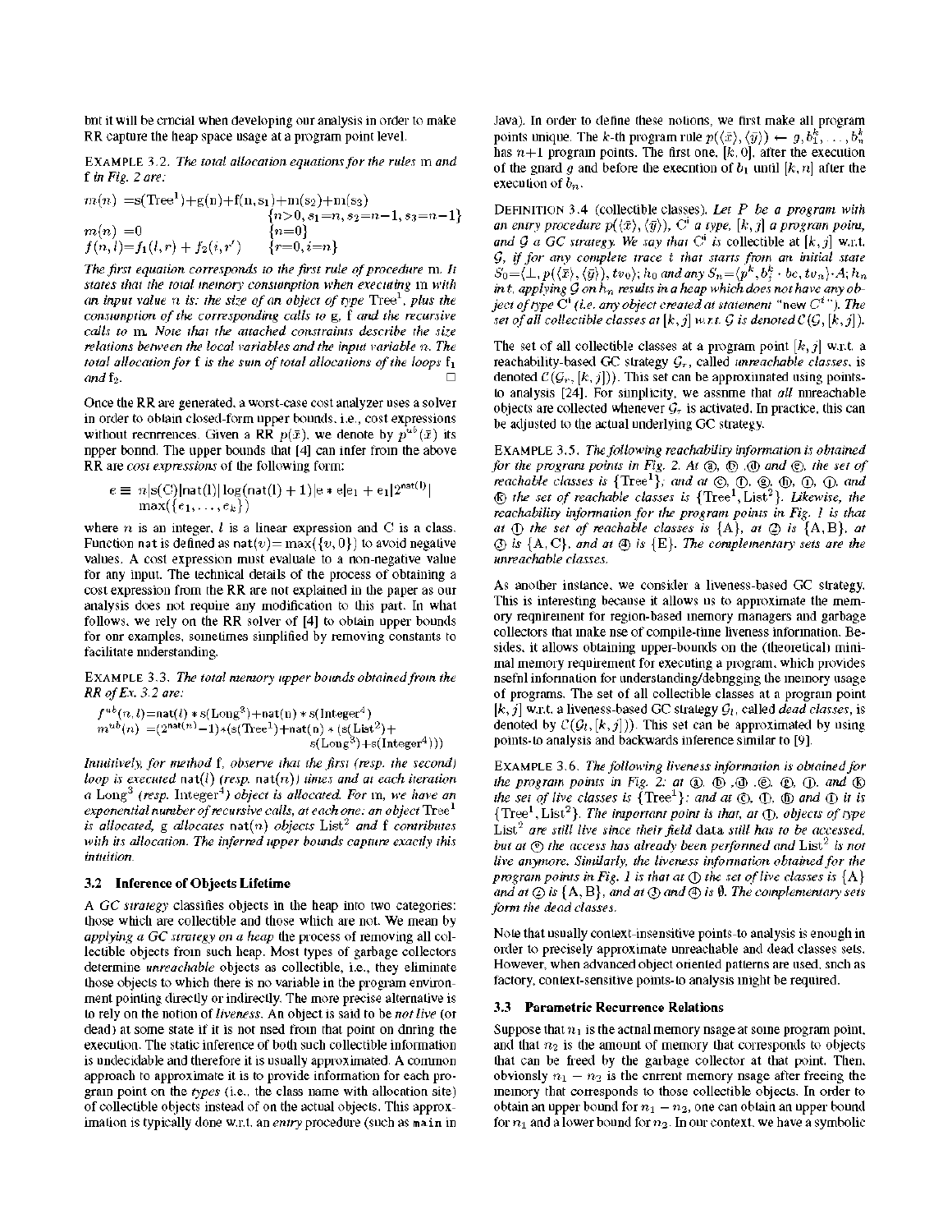but it will be crucial when developing our analysis in order to make RR capture the heap space usage at a program point level.

EXAMPLE 3.2. *The total allocation equations for the rules* m *and* f *in Fig. 2 are:*

$$
\begin{array}{ll}
m(n) = \mathrm{s}(\mathrm{Tree}^1)+g(n)+f(n,s_1)+m(s_2)+m(s_3) & \\
 & \{n>0, s_1=n, s_2=n-1, s_3=n-1\} \\
m(n) = 0 & \{n=0\} \\
f(n,l) = f_1(l,r) + f_2(i,r') & \{r=0, i=n\}
\end{array}
$$

*The first equation corresponds to the first rule of procedure* m*. It states that the total memory consumption when executing* m *with an input value $n$ is: the size of an object of type* $\mathrm{Tree}^1$*, plus the consumption of the corresponding calls to* g*,* f *and the recursive calls to* m*. Note that the attached constraints describe the size relations between the local variables and the input variable $n$. The total allocation for* f *is the sum of total allocations of the loops* $f_1$ *and* $f_2$*.* □

Once the RR are generated, a worst-case cost analyzer uses a solver in order to obtain closed-form upper bounds, i.e., cost expressions without recurrences. Given a RR $p(\bar{x})$, we denote by $p^{ub}(\bar{x})$ its upper bound. The upper bounds that [4] can infer from the above RR are *cost expressions* of the following form:

$$e \equiv n|\mathrm{s(C)}|\mathrm{nat}(l)|\log(\mathrm{nat}(l)+1)|e*e|e_1+e_1|2^{\mathrm{nat}(l)}| \max(\{e_1,\ldots,e_k\})$$

where $n$ is an integer, $l$ is a linear expression and C is a class. Function nat is defined as $\mathrm{nat}(v)=\max(\{v,0\})$ to avoid negative values. A cost expression must evaluate to a non-negative value for any input. The technical details of the process of obtaining a cost expression from the RR are not explained in the paper as our analysis does not require any modification to this part. In what follows, we rely on the RR solver of [4] to obtain upper bounds for our examples, sometimes simplified by removing constants to facilitate understanding.

EXAMPLE 3.3. *The total memory upper bounds obtained from the RR of Ex. 3.2 are:*

$$
\begin{array}{l}
f^{ub}(n,l) = \mathrm{nat}(l)*\mathrm{s}(\mathrm{Long}^3)+\mathrm{nat}(n)*\mathrm{s}(\mathrm{Integer}^4) \\
m^{ub}(n) = (2^{\mathrm{nat}(n)}-1)*(\mathrm{s}(\mathrm{Tree}^1)+\mathrm{nat}(n)*(\mathrm{s}(\mathrm{List}^2)+ \\
\qquad\qquad\qquad\qquad\qquad\qquad \mathrm{s}(\mathrm{Long}^3)+\mathrm{s}(\mathrm{Integer}^4)))
\end{array}
$$

*Intuitively, for method* f*, observe that the first (resp. the second) loop is executed* $\mathrm{nat}(l)$ *(resp.* $\mathrm{nat}(n)$*) times and at each iteration a* $\mathrm{Long}^3$ *(resp.* $\mathrm{Integer}^4$*) object is allocated. For* m*, we have an exponential number of recursive calls, at each one: an object* $\mathrm{Tree}^1$ *is allocated,* g *allocates* $\mathrm{nat}(n)$ *objects* $\mathrm{List}^2$ *and* f *contributes with its allocation. The inferred upper bounds capture exactly this intuition.*

### 3.2 Inference of Objects Lifetime

A *GC strategy* classifies objects in the heap into two categories: those which are collectible and those which are not. We mean by *applying a GC strategy on a heap* the process of removing all collectible objects from such heap. Most types of garbage collectors determine *unreachable* objects as collectible, i.e., they eliminate those objects to which there is no variable in the program environment pointing directly or indirectly. The more precise alternative is to rely on the notion of *liveness*. An object is said to be *not live* (or dead) at some state if it is not used from that point on during the execution. The static inference of both such collectible information is undecidable and therefore it is usually approximated. A common approach to approximate it is to provide information for each program point on the *types* (i.e., the class name with allocation site) of collectible objects instead of on the actual objects. This approximation is typically done w.r.t. an *entry* procedure (such as `main` in Java). In order to define these notions, we first make all program points unique. The $k$-th program rule $p(\langle\bar{x}\rangle,\langle\bar{y}\rangle) \leftarrow g, b_1^k, \ldots, b_n^k$ has $n+1$ program points. The first one, $[k,0]$, after the execution of the guard $g$ and before the execution of $b_1$ until $[k,n]$ after the execution of $b_n$.

DEFINITION 3.4 (collectible classes). *Let $P$ be a program with an entry procedure $p(\langle\bar{x}\rangle,\langle\bar{y}\rangle)$, $\mathrm{C}^i$ a type, $[k,j]$ a program point, and $\mathcal{G}$ a GC strategy. We say that $\mathrm{C}^i$ is* collectible *at $[k,j]$ w.r.t. $\mathcal{G}$, if for any complete trace $t$ that starts from an initial state $S_0=\langle\bot, p(\langle\bar{x}\rangle,\langle\bar{y}\rangle), tv_0\rangle; h_0$ and any $S_n=\langle p^k, b_j^k \cdot bc, tv_n\rangle\cdot A; h_n$ in $t$, applying $\mathcal{G}$ on $h_n$ results in a heap which does not have any object of type $\mathrm{C}^i$ (i.e. any object created at statement "new $C^i$"). The set of all collectible classes at $[k,j]$ w.r.t. $\mathcal{G}$ is denoted $\mathcal{C}(\mathcal{G},[k,j])$.*

The set of all collectible classes at a program point $[k,j]$ w.r.t. a reachability-based GC strategy $\mathcal{G}_r$, called *unreachable classes*, is denoted $\mathcal{C}(\mathcal{G}_r,[k,j])$. This set can be approximated using points-to analysis [24]. For simplicity, we assume that *all* unreachable objects are collected whenever $\mathcal{G}_r$ is activated. In practice, this can be adjusted to the actual underlying GC strategy.

EXAMPLE 3.5. *The following reachability information is obtained for the program points in Fig. 2. At ⓐ, ⓑ, ⓓ and ⓔ, the set of reachable classes is $\{\mathrm{Tree}^1\}$; and at ⓒ, ⓕ, ⓖ, ⓗ, ⓘ, ⓙ, and ⓚ the set of reachable classes is $\{\mathrm{Tree}^1, \mathrm{List}^2\}$. Likewise, the reachability information for the program points in Fig. 1 is that at ① the set of reachable classes is $\{\mathrm{A}\}$, at ② is $\{\mathrm{A},\mathrm{B}\}$, at ③ is $\{\mathrm{A},\mathrm{C}\}$, and at ④ is $\{\mathrm{E}\}$. The complementary sets are the unreachable classes.*

As another instance, we consider a liveness-based GC strategy. This is interesting because it allows us to approximate the memory requirement for region-based memory managers and garbage collectors that make use of compile-time liveness information. Besides, it allows obtaining upper-bounds on the (theoretical) minimal memory requirement for executing a program, which provides useful information for understanding/debugging the memory usage of programs. The set of all collectible classes at a program point $[k,j]$ w.r.t. a liveness-based GC strategy $\mathcal{G}_l$, called *dead classes*, is denoted by $\mathcal{C}(\mathcal{G}_l,[k,j])$. This set can be approximated by using points-to analysis and backwards inference similar to [9].

EXAMPLE 3.6. *The following liveness information is obtained for the program points in Fig. 2: at ⓐ, ⓑ, ⓓ, ⓔ, ⓖ, ⓙ, and ⓚ the set of live classes is $\{\mathrm{Tree}^1\}$; and at ⓒ, ⓕ, ⓗ and ⓘ it is $\{\mathrm{Tree}^1, \mathrm{List}^2\}$. The important point is that, at ⓕ, objects of type $\mathrm{List}^2$ are still live since their field* data *still has to be accessed, but at ⓖ the access has already been performed and $\mathrm{List}^2$ is not live anymore. Similarly, the liveness information obtained for the program points in Fig. 1 is that at ① the set of live classes is $\{\mathrm{A}\}$ and at ② is $\{\mathrm{A},\mathrm{B}\}$, and at ③ and ④ is $\emptyset$. The complementary sets form the dead classes.*

Note that usually context-insensitive points-to analysis is enough in order to precisely approximate unreachable and dead classes sets. However, when advanced object oriented patterns are used, such as factory, context-sensitive points-to analysis might be required.

### 3.3 Parametric Recurrence Relations

Suppose that $n_1$ is the actual memory usage at some program point, and that $n_2$ is the amount of memory that corresponds to objects that can be freed by the garbage collector at that point. Then, obviously $n_1 - n_2$ is the current memory usage after freeing the memory that corresponds to those collectible objects. In order to obtain an upper bound for $n_1 - n_2$, one can obtain an upper bound for $n_1$ and a lower bound for $n_2$. In our context, we have a symbolic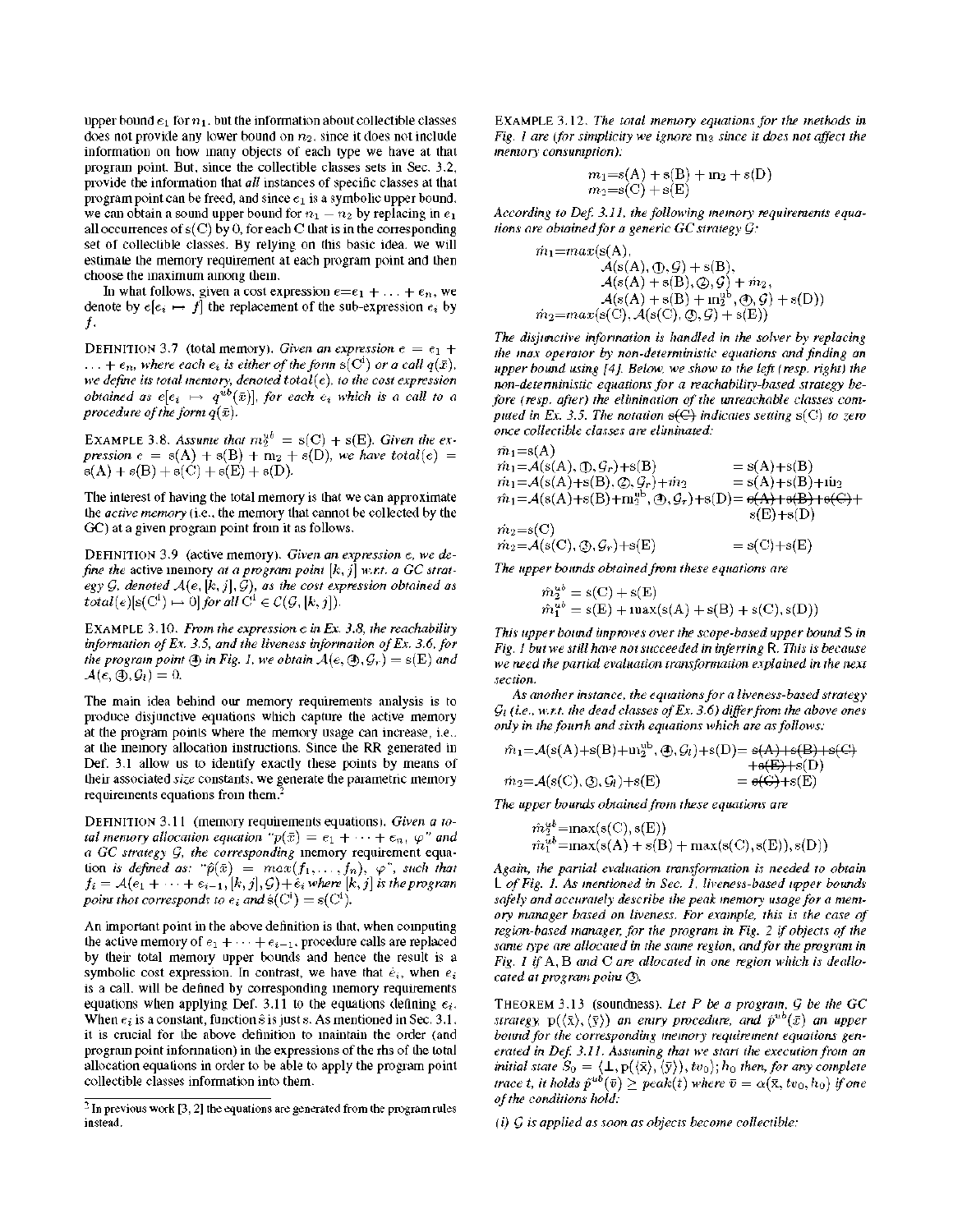upper bound $e_1$ for $n_1$, but the information about collectible classes does not provide any lower bound on $n_2$, since it does not include information on how many objects of each type we have at that program point. But, since the collectible classes sets in Sec. 3.2, provide the information that *all* instances of specific classes at that program point can be freed, and since $e_1$ is a symbolic upper bound, we can obtain a sound upper bound for $n_1 - n_2$ by replacing in $e_1$ all occurrences of $\mathrm{s(C)}$ by 0, for each C that is in the corresponding set of collectible classes. By relying on this basic idea, we will estimate the memory requirement at each program point and then choose the maximum among them.

In what follows, given a cost expression $e = e_1 + \ldots + e_n$, we denote by $e[e_i \mapsto f]$ the replacement of the sub-expression $e_i$ by $f$.

DEFINITION 3.7 (total memory). *Given an expression $e = e_1 + \cdots + e_n$, where each $e_i$ is either of the form $\mathrm{s(C^i)}$ or a call $q(\bar{x})$, we define its total memory, denoted $total(e)$, to the cost expression obtained as $e[e_i \mapsto q^{ub}(\bar{x})]$, for each $e_i$ which is a call to a procedure of the form $q(\bar{x})$.*

EXAMPLE 3.8. *Assume that $\mathrm{m}_2^{ub} = \mathrm{s(C)} + \mathrm{s(E)}$. Given the expression $e = \mathrm{s(A)} + \mathrm{s(B)} + \mathrm{m}_2 + \mathrm{s(D)}$, we have $total(e) = \mathrm{s(A)} + \mathrm{s(B)} + \mathrm{s(C)} + \mathrm{s(E)} + \mathrm{s(D)}$.*

The interest of having the total memory is that we can approximate the *active memory* (i.e., the memory that cannot be collected by the GC) at a given program point from it as follows.

DEFINITION 3.9 (active memory). *Given an expression $e$, we define the* active memory *at a program point $[k, j]$ w.r.t. a GC strategy $\mathcal{G}$, denoted $\mathcal{A}(e, [k, j], \mathcal{G})$, as the cost expression obtained as $total(e)[\mathrm{s(C^i)} \mapsto 0]$ for all $\mathrm{C^i} \in \mathcal{C}(\mathcal{G}, [k, j])$.*

EXAMPLE 3.10. *From the expression $e$ in Ex. 3.8, the reachability information of Ex. 3.5, and the liveness information of Ex. 3.6, for the program point ④ in Fig. 1, we obtain $\mathcal{A}(e, ④, \mathcal{G}_r) = \mathrm{s(E)}$ and $\mathcal{A}(e, ④, \mathcal{G}_l) = 0$.*

The main idea behind our memory requirements analysis is to produce disjunctive equations which capture the active memory at the program points where the memory usage can increase, i.e., at the memory allocation instructions. Since the RR generated in Def. 3.1 allow us to identify exactly these points by means of their associated *size* constants, we generate the parametric memory requirements equations from them.[2]

DEFINITION 3.11 (memory requirements equations). *Given a total memory allocation equation "$p(\bar{x}) = e_1 + \cdots + e_n$, $\varphi$" and a GC strategy $\mathcal{G}$, the corresponding memory requirement equation is defined as: "$\hat{p}(\bar{x}) = max(f_1, \ldots, f_n)$, $\varphi$", such that $f_i = \mathcal{A}(e_1 + \cdots + e_{i-1}, [k, j], \mathcal{G}) + \hat{e}_i$ where $[k, j]$ is the program point that corresponds to $e_i$ and $\hat{\mathrm{s}}(\mathrm{C^i}) = \mathrm{s(C^i)}$.*

An important point in the above definition is that, when computing the active memory of $e_1 + \cdots + e_{i-1}$, procedure calls are replaced by their total memory upper bounds and hence the result is a symbolic cost expression. In contrast, we have that $\hat{e}_i$, when $e_i$ is a call, will be defined by corresponding memory requirements equations when applying Def. 3.11 to the equations defining $e_i$. When $e_i$ is a constant, function $\hat{s}$ is just $s$. As mentioned in Sec. 3.1, it is crucial for the above definition to maintain the order (and program point information) in the expressions of the rhs of the total allocation equations in order to be able to apply the program point collectible classes information into them.

[2] In previous work [3, 2] the equations are generated from the program rules instead.

EXAMPLE 3.12. *The total memory equations for the methods in Fig. 1 are (for simplicity we ignore $\mathrm{m}_3$ since it does not affect the memory consumption):*

$$\begin{aligned} m_1 &= \mathrm{s(A)} + \mathrm{s(B)} + \mathrm{m}_2 + \mathrm{s(D)} \\ m_2 &= \mathrm{s(C)} + \mathrm{s(E)} \end{aligned}$$

*According to Def. 3.11, the following memory requirements equations are obtained for a generic GC strategy $\mathcal{G}$:*

$$\begin{aligned} \hat{m}_1 = max(&\mathrm{s(A)}, \\ &\mathcal{A}(\mathrm{s(A)}, ①, \mathcal{G}) + \mathrm{s(B)}, \\ &\mathcal{A}(\mathrm{s(A)} + \mathrm{s(B)}, ②, \mathcal{G}) + \hat{m}_2, \\ &\mathcal{A}(\mathrm{s(A)} + \mathrm{s(B)} + \mathrm{m}_2^{ub}, ④, \mathcal{G}) + \mathrm{s(D)}) \\ \hat{m}_2 = max(&\mathrm{s(C)}, \mathcal{A}(\mathrm{s(C)}, ③, \mathcal{G}) + \mathrm{s(E)}) \end{aligned}$$

*The disjunctive information is handled in the solver by replacing the max operator by non-deterministic equations and finding an upper bound using [4]. Below, we show to the left (resp. right) the non-deterministic equations for a reachability-based strategy before (resp. after) the elimination of the unreachable classes computed in Ex. 3.5. The notation ~~s(C)~~ indicates setting $\mathrm{s(C)}$ to zero once collectible classes are eliminated:*

$$\begin{aligned} \hat{m}_1 &= \mathrm{s(A)} \\ \hat{m}_1 &= \mathcal{A}(\mathrm{s(A)}, ①, \mathcal{G}_r) + \mathrm{s(B)} &&= \mathrm{s(A)} + \mathrm{s(B)} \\ \hat{m}_1 &= \mathcal{A}(\mathrm{s(A)} + \mathrm{s(B)}, ②, \mathcal{G}_r) + \hat{m}_2 &&= \mathrm{s(A)} + \mathrm{s(B)} + \hat{m}_2 \\ \hat{m}_1 &= \mathcal{A}(\mathrm{s(A)} + \mathrm{s(B)} + \mathrm{m}_2^{ub}, ④, \mathcal{G}_r) + \mathrm{s(D)} &&= \cancel{\mathrm{s(A)}} + \cancel{\mathrm{s(B)}} + \cancel{\mathrm{s(C)}} + \mathrm{s(E)} + \mathrm{s(D)} \\ \hat{m}_2 &= \mathrm{s(C)} \\ \hat{m}_2 &= \mathcal{A}(\mathrm{s(C)}, ③, \mathcal{G}_r) + \mathrm{s(E)} &&= \mathrm{s(C)} + \mathrm{s(E)} \end{aligned}$$

*The upper bounds obtained from these equations are*

$$\begin{aligned} \hat{m}_2^{ub} &= \mathrm{s(C)} + \mathrm{s(E)} \\ \hat{m}_1^{ub} &= \mathrm{s(E)} + \max(\mathrm{s(A)} + \mathrm{s(B)} + \mathrm{s(C)}, \mathrm{s(D)}) \end{aligned}$$

*This upper bound improves over the scope-based upper bound S in Fig. 1 but we still have not succeeded in inferring R. This is because we need the partial evaluation transformation explained in the next section.*

*As another instance, the equations for a liveness-based strategy $\mathcal{G}_l$ (i.e., w.r.t. the dead classes of Ex. 3.6) differ from the above ones only in the fourth and sixth equations which are as follows:*

$$\begin{aligned} \hat{m}_1 &= \mathcal{A}(\mathrm{s(A)} + \mathrm{s(B)} + \mathrm{m}_2^{ub}, ④, \mathcal{G}_l) + \mathrm{s(D)} &&= \cancel{\mathrm{s(A)}} + \cancel{\mathrm{s(B)}} + \cancel{\mathrm{s(C)}} + \cancel{\mathrm{s(E)}} + \mathrm{s(D)} \\ \hat{m}_2 &= \mathcal{A}(\mathrm{s(C)}, ③, \mathcal{G}_l) + \mathrm{s(E)} &&= \cancel{\mathrm{s(C)}} + \mathrm{s(E)} \end{aligned}$$

*The upper bounds obtained from these equations are*

$$\begin{aligned} \hat{m}_2^{ub} &= \max(\mathrm{s(C)}, \mathrm{s(E)}) \\ \hat{m}_1^{ub} &= \max(\mathrm{s(A)} + \mathrm{s(B)} + \max(\mathrm{s(C)}, \mathrm{s(E)}), \mathrm{s(D)}) \end{aligned}$$

*Again, the partial evaluation transformation is needed to obtain L of Fig. 1. As mentioned in Sec. 1, liveness-based upper bounds safely and accurately describe the peak memory usage for a memory manager based on liveness. For example, this is the case of region-based manager, for the program in Fig. 2 if objects of the same type are allocated in the same region, and for the program in Fig. 1 if A, B and C are allocated in one region which is deallocated at program point ③.*

THEOREM 3.13 (soundness). *Let $P$ be a program, $\mathcal{G}$ be the GC strategy, $\mathrm{p}(\langle \bar{\mathrm{x}} \rangle, \langle \bar{\mathrm{y}} \rangle)$ an entry procedure, and $\hat{p}^{ub}(\bar{x})$ an upper bound for the corresponding memory requirement equations generated in Def. 3.11. Assuming that we start the execution from an initial state $S_0 = \langle \bot, \mathrm{p}(\langle \bar{\mathrm{x}} \rangle, \langle \bar{\mathrm{y}} \rangle), tv_0 \rangle; h_0$ then, for any complete trace $t$, it holds $\hat{p}^{ub}(\bar{v}) \geq peak(t)$ where $\bar{v} = \alpha(\bar{\mathrm{x}}, tv_0, h_0)$ if one of the conditions hold:*

*(i) $\mathcal{G}$ is applied as soon as objects become collectible;*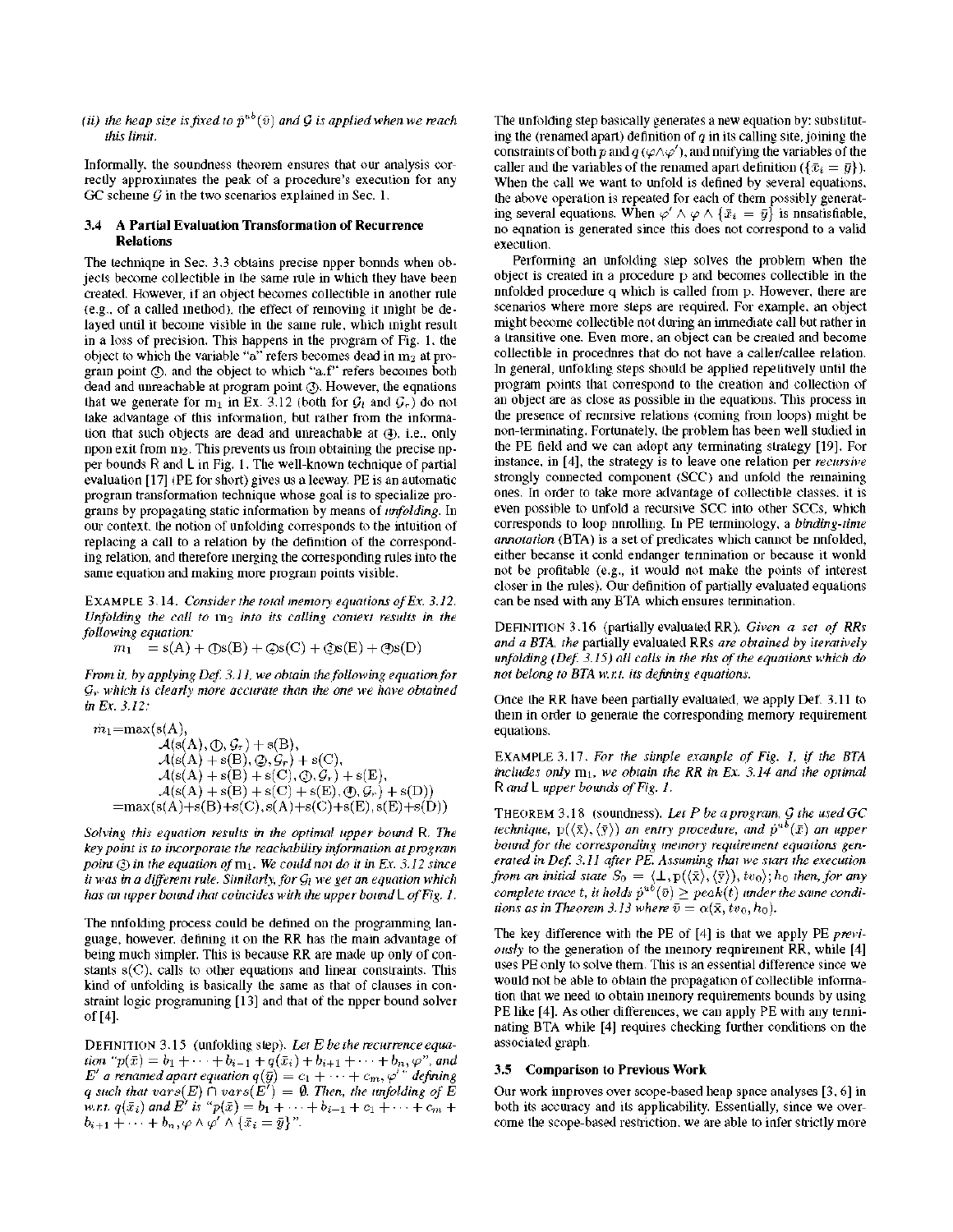(ii) *the heap size is fixed to $p^{ub}(\bar{v})$ and $\mathcal{G}$ is applied when we reach this limit.*

Informally, the soundness theorem ensures that our analysis correctly approximates the peak of a procedure's execution for any GC scheme $\mathcal{G}$ in the two scenarios explained in Sec. 1.

### 3.4 A Partial Evaluation Transformation of Recurrence Relations

The technique in Sec. 3.3 obtains precise upper bounds when objects become collectible in the same rule in which they have been created. However, if an object becomes collectible in another rule (e.g., of a called method), the effect of removing it might be delayed until it become visible in the same rule, which might result in a loss of precision. This happens in the program of Fig. 1, the object to which the variable "a" refers becomes dead in $m_2$ at program point ①, and the object to which "a.f" refers becomes both dead and unreachable at program point ③. However, the equations that we generate for $m_1$ in Ex. 3.12 (both for $\mathcal{G}_l$ and $\mathcal{G}_r$) do not take advantage of this information, but rather from the information that such objects are dead and unreachable at ④, i.e., only upon exit from $m_2$. This prevents us from obtaining the precise upper bounds R and L in Fig. 1. The well-known technique of partial evaluation [17] (PE for short) gives us a leeway. PE is an automatic program transformation technique whose goal is to specialize programs by propagating static information by means of *unfolding*. In our context, the notion of unfolding corresponds to the intuition of replacing a call to a relation by the definition of the corresponding relation, and therefore merging the corresponding rules into the same equation and making more program points visible.

EXAMPLE 3.14. *Consider the total memory equations of Ex. 3.12. Unfolding the call to $m_2$ into its calling context results in the following equation:*

$$m_1 \;= s(A) + ①s(B) + ②s(C) + ③s(E) + ④s(D)$$

*From it, by applying Def. 3.11, we obtain the following equation for $\mathcal{G}_r$ which is clearly more accurate than the one we have obtained in Ex. 3.12:*

$$\begin{aligned}
m_1 = \max(&s(A),\\
&\mathcal{A}(s(A), ①, \mathcal{G}_r) + s(B),\\
&\mathcal{A}(s(A) + s(B), ②, \mathcal{G}_r) + s(C),\\
&\mathcal{A}(s(A) + s(B) + s(C), ③, \mathcal{G}_r) + s(E),\\
&\mathcal{A}(s(A) + s(B) + s(C) + s(E), ④, \mathcal{G}_r) + s(D))\\
= \max(&s(A)+s(B)+s(C), s(A)+s(C)+s(E), s(E)+s(D))
\end{aligned}$$

*Solving this equation results in the optimal upper bound R. The key point is to incorporate the reachability information at program point ③ in the equation of $m_1$. We could not do it in Ex. 3.12 since it was in a different rule. Similarly, for $\mathcal{G}_l$ we get an equation which has an upper bound that coincides with the upper bound L of Fig. 1.*

The unfolding process could be defined on the programming language, however, defining it on the RR has the main advantage of being much simpler. This is because RR are made up only of constants s(C), calls to other equations and linear constraints. This kind of unfolding is basically the same as that of clauses in constraint logic programming [13] and that of the upper bound solver of [4].

DEFINITION 3.15 (unfolding step). *Let $E$ be the recurrence equation "$p(\bar{x}) = b_1 + \cdots + b_{i-1} + q(\bar{x}_i) + b_{i+1} + \cdots + b_n, \varphi$", and $E'$ a renamed apart equation $q(\bar{y}) = c_1 + \cdots + c_m, \varphi'$" defining $q$ such that $vars(E) \cap vars(E') = \emptyset$. Then, the unfolding of $E$ w.r.t. $q(\bar{x}_i)$ and $E'$ is "$p(\bar{x}) = b_1 + \cdots + b_{i-1} + c_1 + \cdots + c_m + b_{i+1} + \cdots + b_n, \varphi \wedge \varphi' \wedge \{\bar{x}_i = \bar{y}\}$".*

The unfolding step basically generates a new equation by: substituting the (renamed apart) definition of $q$ in its calling site, joining the constraints of both $p$ and $q$ ($\varphi \wedge \varphi'$), and unifying the variables of the caller and the variables of the renamed apart definition ($\{\bar{x}_i = \bar{y}\}$). When the call we want to unfold is defined by several equations, the above operation is repeated for each of them possibly generating several equations. When $\varphi' \wedge \varphi \wedge \{\bar{x}_i = \bar{y}\}$ is unsatisfiable, no equation is generated since this does not correspond to a valid execution.

Performing an unfolding step solves the problem when the object is created in a procedure p and becomes collectible in the unfolded procedure q which is called from p. However, there are scenarios where more steps are required. For example, an object might become collectible not during an immediate call but rather in a transitive one. Even more, an object can be created and become collectible in procedures that do not have a caller/callee relation. In general, unfolding steps should be applied repetitively until the program points that correspond to the creation and collection of an object are as close as possible in the equations. This process in the presence of recursive relations (coming from loops) might be non-terminating. Fortunately, the problem has been well studied in the PE field and we can adopt any terminating strategy [19]. For instance, in [4], the strategy is to leave one relation per *recursive* strongly connected component (SCC) and unfold the remaining ones. In order to take more advantage of collectible classes, it is even possible to unfold a recursive SCC into other SCCs, which corresponds to loop unrolling. In PE terminology, a *binding-time annotation* (BTA) is a set of predicates which cannot be unfolded, either because it could endanger termination or because it would not be profitable (e.g., it would not make the points of interest closer in the rules). Our definition of partially evaluated equations can be used with any BTA which ensures termination.

DEFINITION 3.16 (partially evaluated RR). *Given a set of RRs and a BTA, the* partially evaluated RRs *are obtained by iteratively unfolding (Def. 3.15) all calls in the rhs of the equations which do not belong to BTA w.r.t. its defining equations.*

Once the RR have been partially evaluated, we apply Def. 3.11 to them in order to generate the corresponding memory requirement equations.

EXAMPLE 3.17. *For the simple example of Fig. 1, if the BTA includes only $m_1$, we obtain the RR in Ex. 3.14 and the optimal R and L upper bounds of Fig. 1.*

THEOREM 3.18 (soundness). *Let P be a program, $\mathcal{G}$ the used GC technique, $p(\langle \bar{x} \rangle, \langle \bar{y} \rangle)$ an entry procedure, and $\hat{p}^{ub}(\bar{x})$ an upper bound for the corresponding memory requirement equations generated in Def. 3.11 after PE. Assuming that we start the execution from an initial state $S_0 = \langle \bot, p(\langle \bar{x} \rangle, \langle \bar{y} \rangle), tv_0 \rangle; h_0$ then, for any complete trace t, it holds $\hat{p}^{ub}(\bar{v}) \geq peak(t)$ under the same conditions as in Theorem 3.13 where $\bar{v} = \alpha(\bar{x}, tv_0, h_0)$.*

The key difference with the PE of [4] is that we apply PE *previously* to the generation of the memory requirement RR, while [4] uses PE only to solve them. This is an essential difference since we would not be able to obtain the propagation of collectible information that we need to obtain memory requirements bounds by using PE like [4]. As other differences, we can apply PE with any terminating BTA while [4] requires checking further conditions on the associated graph.

### 3.5 Comparison to Previous Work

Our work improves over scope-based heap space analyses [3, 6] in both its accuracy and its applicability. Essentially, since we overcome the scope-based restriction, we are able to infer strictly more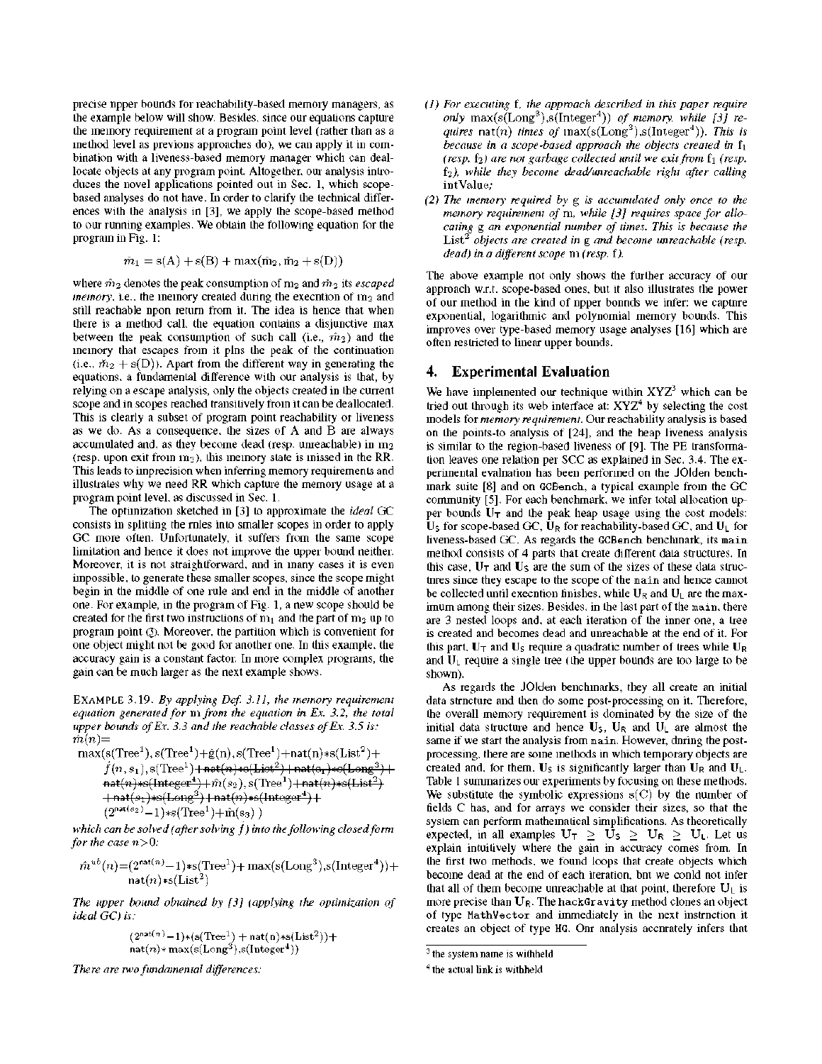precise upper bounds for reachability-based memory managers, as the example below will show. Besides, since our equations capture the memory requirement at a program point level (rather than as a method level as previous approaches do), we can apply it in combination with a liveness-based memory manager which can deallocate objects at any program point. Altogether, our analysis introduces the novel applications pointed out in Sec. 1, which scope-based analyses do not have. In order to clarify the technical differences with the analysis in [3], we apply the scope-based method to our running examples. We obtain the following equation for the program in Fig. 1:

$$\hat{m}_1 = s(A) + s(B) + \max(\hat{m}_2, \check{m}_2 + s(D))$$

where $\hat{m}_2$ denotes the peak consumption of $m_2$ and $\check{m}_2$ its *escaped memory*, i.e., the memory created during the execution of $m_2$ and still reachable upon return from it. The idea is hence that when there is a method call, the equation contains a disjunctive max between the peak consumption of such call (i.e., $\hat{m}_2$) and the memory that escapes from it plus the peak of the continuation (i.e., $\check{m}_2 + s(D)$). Apart from the different way in generating the equations, a fundamental difference with our analysis is that, by relying on a escape analysis, only the objects created in the current scope and in scopes reached transitively from it can be deallocated. This is clearly a subset of program point reachability or liveness as we do. As a consequence, the sizes of A and B are always accumulated and, as they become dead (resp. unreachable) in $m_2$ (resp. upon exit from $m_2$), this memory state is missed in the RR. This leads to imprecision when inferring memory requirements and illustrates why we need RR which capture the memory usage at a program point level, as discussed in Sec. 1.

The optimization sketched in [3] to approximate the *ideal* GC consists in splitting the rules into smaller scopes in order to apply GC more often. Unfortunately, it suffers from the same scope limitation and hence it does not improve the upper bound neither. Moreover, it is not straightforward, and in many cases it is even impossible, to generate these smaller scopes, since the scope might begin in the middle of one rule and end in the middle of another one. For example, in the program of Fig. 1, a new scope should be created for the first two instructions of $m_1$ and the part of $m_2$ up to program point ③. Moreover, the partition which is convenient for one object might not be good for another one. In this example, the accuracy gain is a constant factor. In more complex programs, the gain can be much larger as the next example shows.

EXAMPLE 3.19. *By applying Def. 3.11, the memory requirement equation generated for* m *from the equation in Ex. 3.2, the total upper bounds of Ex. 3.3 and the reachable classes of Ex. 3.5 is:*

$\hat{m}(n)=$
$\max(s(\text{Tree}^1), s(\text{Tree}^1)+\hat{g}(n), s(\text{Tree}^1)+\text{nat}(n)*s(\text{List}^2)+\hat{f}(n,s_1), s(\text{Tree}^1)+\cancel{\text{nat}(n)*s(\text{List}^2)+\text{nat}(s_1)*s(\text{Long}^3)+\text{nat}(n)*s(\text{Integer}^4)}+\hat{m}(s_2), s(\text{Tree}^1)+\cancel{\text{nat}(n)*s(\text{List}^2)+\text{nat}(s_1)*s(\text{Long}^3)+\text{nat}(n)*s(\text{Integer}^4)}+(2^{\text{nat}(s_2)}-1)*s(\text{Tree}^1)+\hat{m}(s_3))$

*which can be solved (after solving* $f$*) into the following closed form for the case* $n>0$:

$$\hat{m}^{ub}(n)=(2^{\text{nat}(n)}-1)*s(\text{Tree}^1)+\max(s(\text{Long}^3),s(\text{Integer}^4))+\text{nat}(n)*s(\text{List}^2)$$

*The upper bound obtained by [3] (applying the optimization of ideal GC) is:*

$$(2^{\text{nat}(n)}-1)*(s(\text{Tree}^1)+\text{nat}(n)*s(\text{List}^2))+\text{nat}(n)*\max(s(\text{Long}^3),s(\text{Integer}^4))$$

*There are two fundamental differences:*

*(1) For executing* f*, the approach described in this paper require only* $\max(s(\text{Long}^3),s(\text{Integer}^4))$ *of memory, while [3] requires* $\text{nat}(n)$ *times of* $\max(s(\text{Long}^3),s(\text{Integer}^4))$. *This is because in a scope-based approach the objects created in* $f_1$ *(resp.* $f_2$*) are not garbage collected until we exit from* $f_1$ *(resp.* $f_2$*), while they become dead/unreachable right after calling* intValue*;*

*(2) The memory required by* g *is accumulated only once to the memory requirement of* m*, while [3] requires space for allocating* g *an exponential number of times. This is because the* $\text{List}^2$ *objects are created in* g *and become unreachable (resp. dead) in a different scope* m *(resp.* f*).*

The above example not only shows the further accuracy of our approach w.r.t. scope-based ones, but it also illustrates the power of our method in the kind of upper bounds we infer: we capture exponential, logarithmic and polynomial memory bounds. This improves over type-based memory usage analyses [16] which are often restricted to linear upper bounds.

## 4. Experimental Evaluation

We have implemented our technique within XYZ[3] which can be tried out through its web interface at: XYZ[4] by selecting the cost models for *memory requirement*. Our reachability analysis is based on the points-to analysis of [24], and the heap liveness analysis is similar to the region-based liveness of [9]. The PE transformation leaves one relation per SCC as explained in Sec. 3.4. The experimental evaluation has been performed on the JOlden benchmark suite [8] and on GCBench, a typical example from the GC community [5]. For each benchmark, we infer total allocation upper bounds $\mathbf{U_T}$ and the peak heap usage using the cost models: $\mathbf{U_S}$ for scope-based GC, $\mathbf{U_R}$ for reachability-based GC, and $\mathbf{U_L}$ for liveness-based GC. As regards the GCBench benchmark, its main method consists of 4 parts that create different data structures. In this case, $\mathbf{U_T}$ and $\mathbf{U_S}$ are the sum of the sizes of these data structures since they escape to the scope of the main and hence cannot be collected until execution finishes, while $\mathbf{U_R}$ and $\mathbf{U_L}$ are the maximum among their sizes. Besides, in the last part of the main, there are 3 nested loops and, at each iteration of the inner one, a tree is created and becomes dead and unreachable at the end of it. For this part, $\mathbf{U_T}$ and $\mathbf{U_S}$ require a quadratic number of trees while $\mathbf{U_R}$ and $\mathbf{U_L}$ require a single tree (the upper bounds are too large to be shown).

As regards the JOlden benchmarks, they all create an initial data structure and then do some post-processing on it. Therefore, the overall memory requirement is dominated by the size of the initial data structure and hence $\mathbf{U_S}$, $\mathbf{U_R}$ and $\mathbf{U_L}$ are almost the same if we start the analysis from main. However, during the post-processing, there are some methods in which temporary objects are created and, for them, $\mathbf{U_S}$ is significantly larger than $\mathbf{U_R}$ and $\mathbf{U_L}$. Table 1 summarizes our experiments by focusing on these methods. We substitute the symbolic expressions s(C) by the number of fields C has, and for arrays we consider their sizes, so that the system can perform mathematical simplifications. As theoretically expected, in all examples $\mathbf{U_T} \geq \mathbf{U_S} \geq \mathbf{U_R} \geq \mathbf{U_L}$. Let us explain intuitively where the gain in accuracy comes from. In the first two methods, we found loops that create objects which become dead at the end of each iteration, but we could not infer that all of them become unreachable at that point, therefore $\mathbf{U_L}$ is more precise than $\mathbf{U_R}$. The hackGravity method clones an object of type MathVector and immediately in the next instruction it creates an object of type HG. Our analysis accurately infers that

[3] the system name is withheld

[4] the actual link is withheld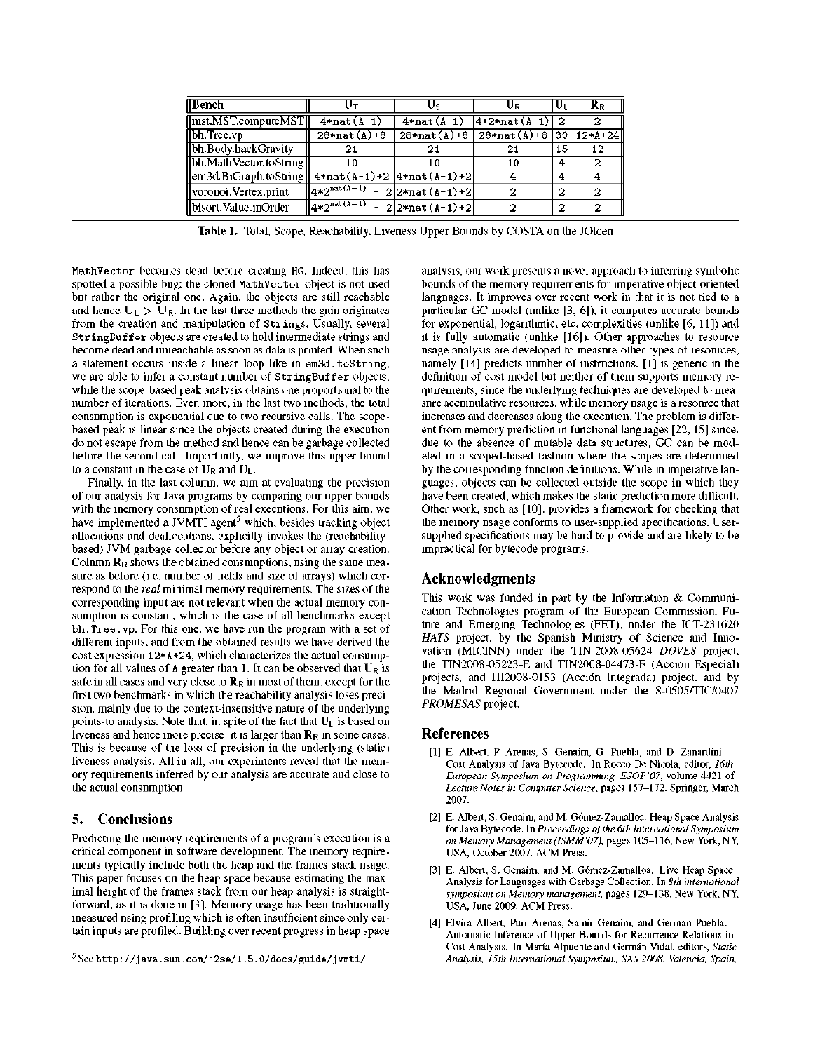| Bench | $U_T$ | $U_S$ | $U_R$ | $U_L$ | $R_R$ |
|---|---|---|---|---|---|
| mst.MST.computeMST | `4*nat(A-1)` | `4*nat(A-1)` | `4+2*nat(A-1)` | 2 | 2 |
| bh.Tree.vp | `28*nat(A)+8` | `28*nat(A)+8` | `28*nat(A)+8` | 30 | `12*A+24` |
| bh.Body.hackGravity | 21 | 21 | 21 | 15 | 12 |
| bh.MathVector.toString | 10 | 10 | 10 | 4 | 2 |
| em3d.BiGraph.toString | `4*nat(A-1)+2` | `4*nat(A-1)+2` | 4 | 4 | 4 |
| voronoi.Vertex.print | $4*2^{nat(A-1)}-2$ | `2*nat(A-1)+2` | 2 | 2 | 2 |
| bisort.Value.inOrder | $4*2^{nat(A-1)}-2$ | `2*nat(A-1)+2` | 2 | 2 | 2 |

**Table 1.** Total, Scope, Reachability, Liveness Upper Bounds by COSTA on the JOlden

`MathVector` becomes dead before creating `HG`. Indeed, this has spotted a possible bug: the cloned `MathVector` object is not used but rather the original one. Again, the objects are still reachable and hence $U_L > U_R$. In the last three methods the gain originates from the creation and manipulation of `Strings`. Usually, several `StringBuffer` objects are created to hold intermediate strings and become dead and unreachable as soon as data is printed. When such a statement occurs inside a linear loop like in `em3d.toString`, we are able to infer a constant number of `StringBuffer` objects, while the scope-based peak analysis obtains one proportional to the number of iterations. Even more, in the last two methods, the total consumption is exponential due to two recursive calls. The scope-based peak is linear since the objects created during the execution do not escape from the method and hence can be garbage collected before the second call. Importantly, we improve this upper bound to a constant in the case of $U_R$ and $U_L$.

Finally, in the last column, we aim at evaluating the precision of our analysis for Java programs by comparing our upper bounds with the memory consumption of real executions. For this aim, we have implemented a JVMTI agent[5] which, besides tracking object allocations and deallocations, explicitly invokes the (reachability-based) JVM garbage collector before any object or array creation. Column $\mathbf{R_R}$ shows the obtained consumptions, using the same measure as before (i.e. number of fields and size of arrays) which correspond to the *real* minimal memory requirements. The sizes of the corresponding input are not relevant when the actual memory consumption is constant, which is the case of all benchmarks except `bh.Tree.vp`. For this one, we have run the program with a set of different inputs, and from the obtained results we have derived the cost expression `12*A+24`, which characterizes the actual consumption for all values of `A` greater than 1. It can be observed that $U_R$ is safe in all cases and very close to $\mathbf{R_R}$ in most of them, except for the first two benchmarks in which the reachability analysis loses precision, mainly due to the context-insensitive nature of the underlying points-to analysis. Note that, in spite of the fact that $U_L$ is based on liveness and hence more precise, it is larger than $\mathbf{R_R}$ in some cases. This is because of the loss of precision in the underlying (static) liveness analysis. All in all, our experiments reveal that the memory requirements inferred by our analysis are accurate and close to the actual consumption.

## 5. Conclusions

Predicting the memory requirements of a program's execution is a critical component in software development. The memory requirements typically include both the heap and the frames stack usage. This paper focuses on the heap space because estimating the maximal height of the frames stack from our heap analysis is straightforward, as it is done in [3]. Memory usage has been traditionally measured using profiling which is often insufficient since only certain inputs are profiled. Building over recent progress in heap space analysis, our work presents a novel approach to inferring symbolic bounds of the memory requirements for imperative object-oriented languages. It improves over recent work in that it is not tied to a particular GC model (unlike [3, 6]), it computes accurate bounds for exponential, logarithmic, etc. complexities (unlike [6, 11]) and it is fully automatic (unlike [16]). Other approaches to resource usage analysis are developed to measure other types of resources, namely [14] predicts number of instructions, [1] is generic in the definition of cost model but neither of them supports memory requirements, since the underlying techniques are developed to measure accumulative resources, while memory usage is a resource that increases and decreases along the execution. The problem is different from memory prediction in functional languages [22, 15] since, due to the absence of mutable data structures, GC can be modeled in a scoped-based fashion where the scopes are determined by the corresponding function definitions. While in imperative languages, objects can be collected outside the scope in which they have been created, which makes the static prediction more difficult. Other work, such as [10], provides a framework for checking that the memory usage conforms to user-supplied specifications. User-supplied specifications may be hard to provide and are likely to be impractical for bytecode programs.

## Acknowledgments

This work was funded in part by the Information & Communication Technologies program of the European Commission, Future and Emerging Technologies (FET), under the ICT-231620 *HATS* project, by the Spanish Ministry of Science and Innovation (MICINN) under the TIN-2008-05624 *DOVES* project, the TIN2008-05223-E and TIN2008-04473-E (Accion Especial) projects, and HI2008-0153 (Acción Integrada) project, and by the Madrid Regional Government under the S-0505/TIC/0407 *PROMESAS* project.

## References

[1] E. Albert, P. Arenas, S. Genaim, G. Puebla, and D. Zanardini. Cost Analysis of Java Bytecode. In Rocco De Nicola, editor, *16th European Symposium on Programming, ESOP'07*, volume 4421 of *Lecture Notes in Computer Science*, pages 157–172. Springer, March 2007.

[2] E. Albert, S. Genaim, and M. Gómez-Zamalloa. Heap Space Analysis for Java Bytecode. In *Proceedings of the 6th International Symposium on Memory Management (ISMM'07)*, pages 105–116, New York, NY, USA, October 2007. ACM Press.

[3] E. Albert, S. Genaim, and M. Gómez-Zamalloa. Live Heap Space Analysis for Languages with Garbage Collection. In *8th international symposium on Memory management*, pages 129–138, New York, NY, USA, June 2009. ACM Press.

[4] Elvira Albert, Puri Arenas, Samir Genaim, and German Puebla. Automatic Inference of Upper Bounds for Recurrence Relations in Cost Analysis. In María Alpuente and Germán Vidal, editors, *Static Analysis, 15th International Symposium, SAS 2008, Valencia, Spain,*

[5] See `http://java.sun.com/j2se/1.5.0/docs/guide/jvmti/`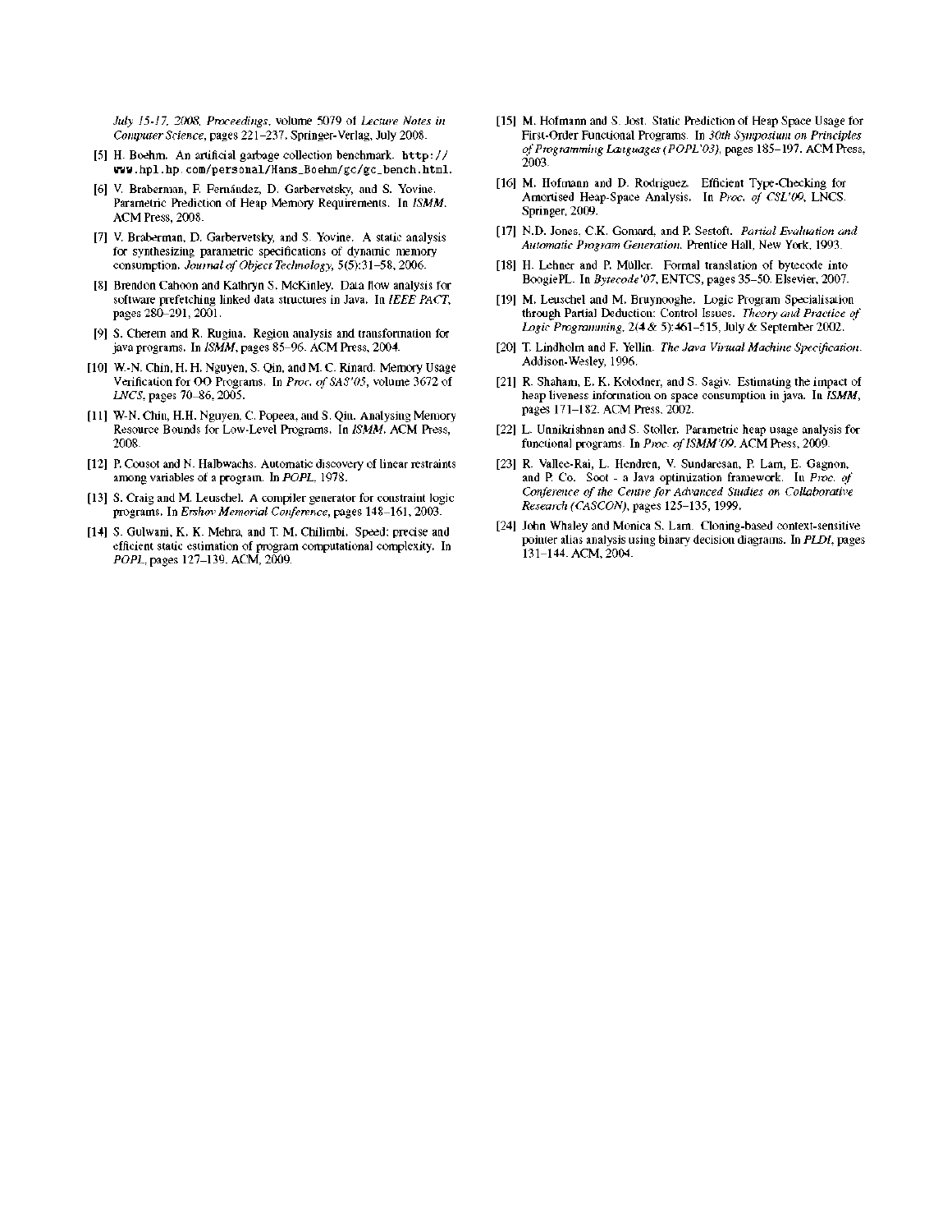*July 15-17, 2008, Proceedings*, volume 5079 of *Lecture Notes in Computer Science*, pages 221–237. Springer-Verlag, July 2008.

[5] H. Boehm. An artificial garbage collection benchmark. `http://www.hpl.hp.com/personal/Hans_Boehm/gc/gc_bench.html`.

[6] V. Braberman, F. Fernández, D. Garbervetsky, and S. Yovine. Parametric Prediction of Heap Memory Requirements. In *ISMM*. ACM Press, 2008.

[7] V. Braberman, D. Garbervetsky, and S. Yovine. A static analysis for synthesizing parametric specifications of dynamic memory consumption. *Journal of Object Technology*, 5(5):31–58, 2006.

[8] Brendon Cahoon and Kathryn S. McKinley. Data flow analysis for software prefetching linked data structures in Java. In *IEEE PACT*, pages 280–291, 2001.

[9] S. Cherem and R. Rugina. Region analysis and transformation for java programs. In *ISMM*, pages 85–96. ACM Press, 2004.

[10] W.-N. Chin, H. H. Nguyen, S. Qin, and M. C. Rinard. Memory Usage Verification for OO Programs. In *Proc. of SAS'05*, volume 3672 of *LNCS*, pages 70–86, 2005.

[11] W-N. Chin, H.H. Nguyen, C. Popeea, and S. Qin. Analysing Memory Resource Bounds for Low-Level Programs. In *ISMM*. ACM Press, 2008.

[12] P. Cousot and N. Halbwachs. Automatic discovery of linear restraints among variables of a program. In *POPL*, 1978.

[13] S. Craig and M. Leuschel. A compiler generator for constraint logic programs. In *Ershov Memorial Conference*, pages 148–161, 2003.

[14] S. Gulwani, K. K. Mehra, and T. M. Chilimbi. Speed: precise and efficient static estimation of program computational complexity. In *POPL*, pages 127–139. ACM, 2009.

[15] M. Hofmann and S. Jost. Static Prediction of Heap Space Usage for First-Order Functional Programs. In *30th Symposium on Principles of Programming Languages (POPL'03)*, pages 185–197. ACM Press, 2003.

[16] M. Hofmann and D. Rodriguez. Efficient Type-Checking for Amortised Heap-Space Analysis. In *Proc. of CSL'09*, LNCS. Springer, 2009.

[17] N.D. Jones, C.K. Gomard, and P. Sestoft. *Partial Evaluation and Automatic Program Generation*. Prentice Hall, New York, 1993.

[18] H. Lehner and P. Müller. Formal translation of bytecode into BoogiePL. In *Bytecode'07*, ENTCS, pages 35–50. Elsevier, 2007.

[19] M. Leuschel and M. Bruynooghe. Logic Program Specialisation through Partial Deduction: Control Issues. *Theory and Practice of Logic Programming*, 2(4 & 5):461–515, July & September 2002.

[20] T. Lindholm and F. Yellin. *The Java Virtual Machine Specification*. Addison-Wesley, 1996.

[21] R. Shaham, E. K. Kolodner, and S. Sagiv. Estimating the impact of heap liveness information on space consumption in java. In *ISMM*, pages 171–182. ACM Press, 2002.

[22] L. Unnikrishnan and S. Stoller. Parametric heap usage analysis for functional programs. In *Proc. of ISMM'09*. ACM Press, 2009.

[23] R. Vallee-Rai, L. Hendren, V. Sundaresan, P. Lam, E. Gagnon, and P. Co. Soot - a Java optimization framework. In *Proc. of Conference of the Centre for Advanced Studies on Collaborative Research (CASCON)*, pages 125–135, 1999.

[24] John Whaley and Monica S. Lam. Cloning-based context-sensitive pointer alias analysis using binary decision diagrams. In *PLDI*, pages 131–144. ACM, 2004.